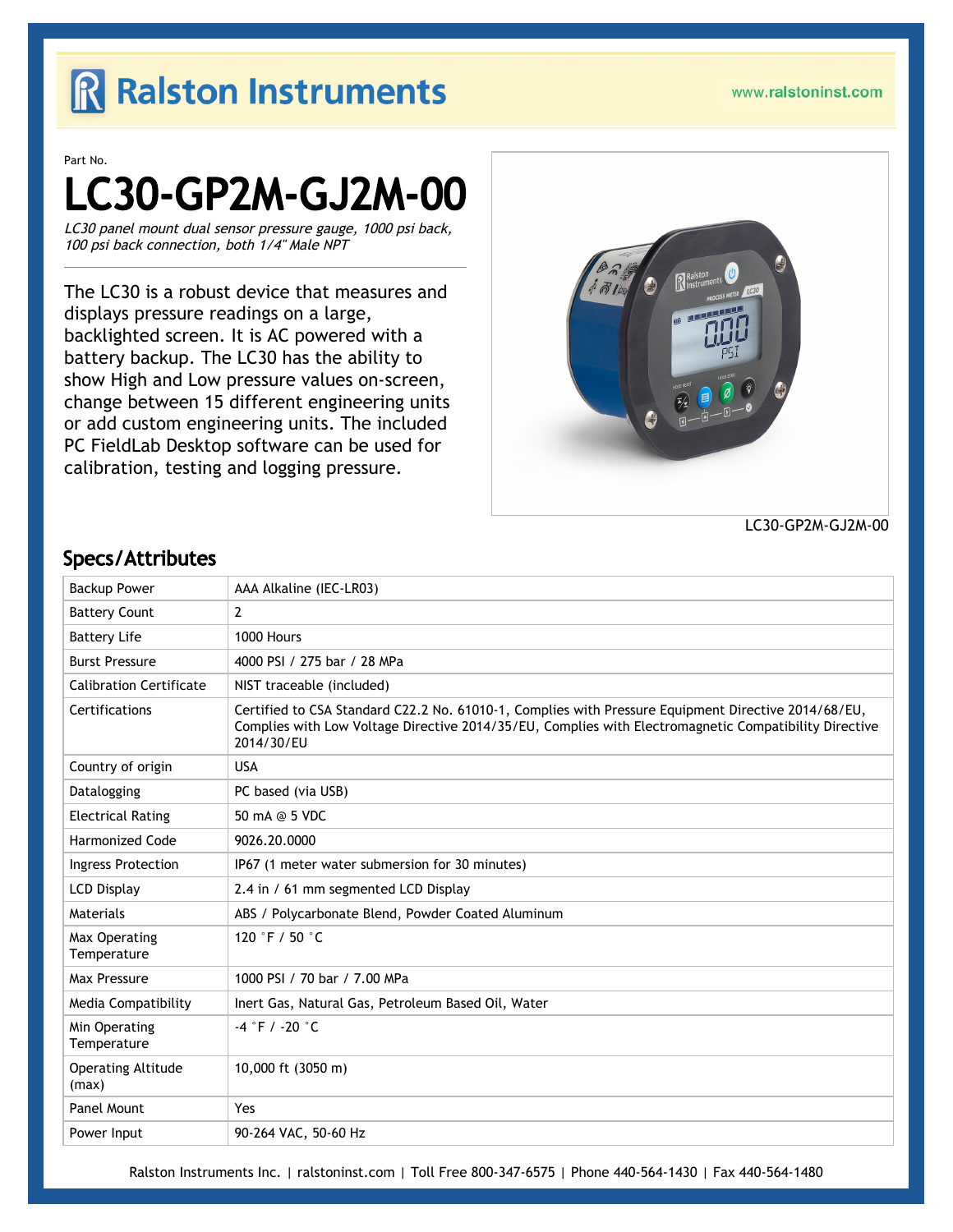# Ralston Instruments

www.ralstoninst.com

Part No.

# LC30-GP2M-GJ2M-00

*LC30 panel mount dual sensor pressure gauge, 1000 psi back, 100 psi back connection, both 1/4" Male NPT*

The LC30 is a robust device that measures and displays pressure readings on a large, backlighted screen. It is AC powered with a battery backup. The LC30 has the ability to show High and Low pressure values on-screen, change between 15 different engineering units or add custom engineering units. The included PC FieldLab Desktop software can be used for calibration, testing and logging pressure.

LC30-GP2M-GJ2M-00

## Specs/Attributes

| Attribute | Value |
| --- | --- |
| Backup Power | AAA Alkaline (IEC-LR03) |
| Battery Count | 2 |
| Battery Life | 1000 Hours |
| Burst Pressure | 4000 PSI / 275 bar / 28 MPa |
| Calibration Certificate | NIST traceable (included) |
| Certifications | Certified to CSA Standard C22.2 No. 61010-1, Complies with Pressure Equipment Directive 2014/68/EU, Complies with Low Voltage Directive 2014/35/EU, Complies with Electromagnetic Compatibility Directive 2014/30/EU |
| Country of origin | USA |
| Datalogging | PC based (via USB) |
| Electrical Rating | 50 mA @ 5 VDC |
| Harmonized Code | 9026.20.0000 |
| Ingress Protection | IP67 (1 meter water submersion for 30 minutes) |
| LCD Display | 2.4 in / 61 mm segmented LCD Display |
| Materials | ABS / Polycarbonate Blend, Powder Coated Aluminum |
| Max Operating Temperature | 120 °F / 50 °C |
| Max Pressure | 1000 PSI / 70 bar / 7.00 MPa |
| Media Compatibility | Inert Gas, Natural Gas, Petroleum Based Oil, Water |
| Min Operating Temperature | -4 °F / -20 °C |
| Operating Altitude (max) | 10,000 ft (3050 m) |
| Panel Mount | Yes |
| Power Input | 90-264 VAC, 50-60 Hz |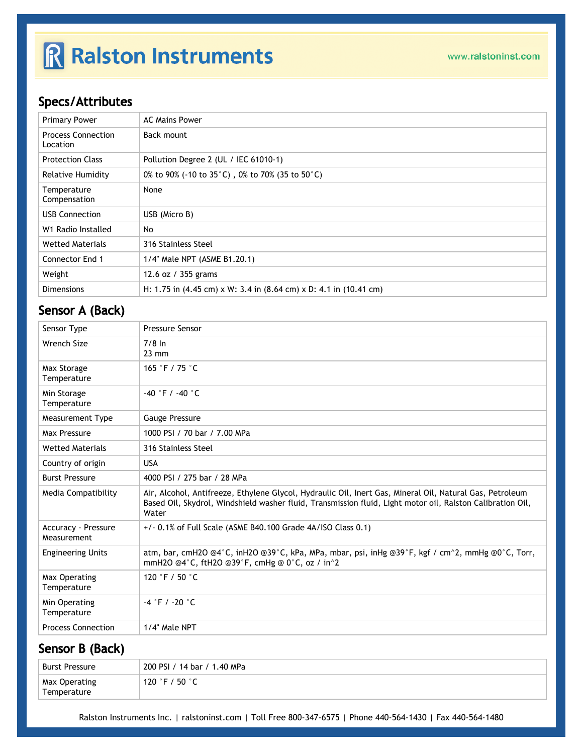## Specs/Attributes

| | |
|---|---|
| Primary Power | AC Mains Power |
| Process Connection Location | Back mount |
| Protection Class | Pollution Degree 2 (UL / IEC 61010-1) |
| Relative Humidity | 0% to 90% (-10 to 35°C) , 0% to 70% (35 to 50°C) |
| Temperature Compensation | None |
| USB Connection | USB (Micro B) |
| W1 Radio Installed | No |
| Wetted Materials | 316 Stainless Steel |
| Connector End 1 | 1/4" Male NPT (ASME B1.20.1) |
| Weight | 12.6 oz / 355 grams |
| Dimensions | H: 1.75 in (4.45 cm) x W: 3.4 in (8.64 cm) x D: 4.1 in (10.41 cm) |

## Sensor A (Back)

| | |
|---|---|
| Sensor Type | Pressure Sensor |
| Wrench Size | 7/8 In<br>23 mm |
| Max Storage Temperature | 165 °F / 75 °C |
| Min Storage Temperature | -40 °F / -40 °C |
| Measurement Type | Gauge Pressure |
| Max Pressure | 1000 PSI / 70 bar / 7.00 MPa |
| Wetted Materials | 316 Stainless Steel |
| Country of origin | USA |
| Burst Pressure | 4000 PSI / 275 bar / 28 MPa |
| Media Compatibility | Air, Alcohol, Antifreeze, Ethylene Glycol, Hydraulic Oil, Inert Gas, Mineral Oil, Natural Gas, Petroleum Based Oil, Skydrol, Windshield washer fluid, Transmission fluid, Light motor oil, Ralston Calibration Oil, Water |
| Accuracy - Pressure Measurement | +/- 0.1% of Full Scale (ASME B40.100 Grade 4A/ISO Class 0.1) |
| Engineering Units | atm, bar, cmH2O @4°C, inH2O @39°C, kPa, MPa, mbar, psi, inHg @39°F, kgf / cm^2, mmHg @0°C, Torr, mmH2O @4°C, ftH2O @39°F, cmHg @ 0°C, oz / in^2 |
| Max Operating Temperature | 120 °F / 50 °C |
| Min Operating Temperature | -4 °F / -20 °C |
| Process Connection | 1/4" Male NPT |

## Sensor B (Back)

| | |
|---|---|
| Burst Pressure | 200 PSI / 14 bar / 1.40 MPa |
| Max Operating Temperature | 120 °F / 50 °C |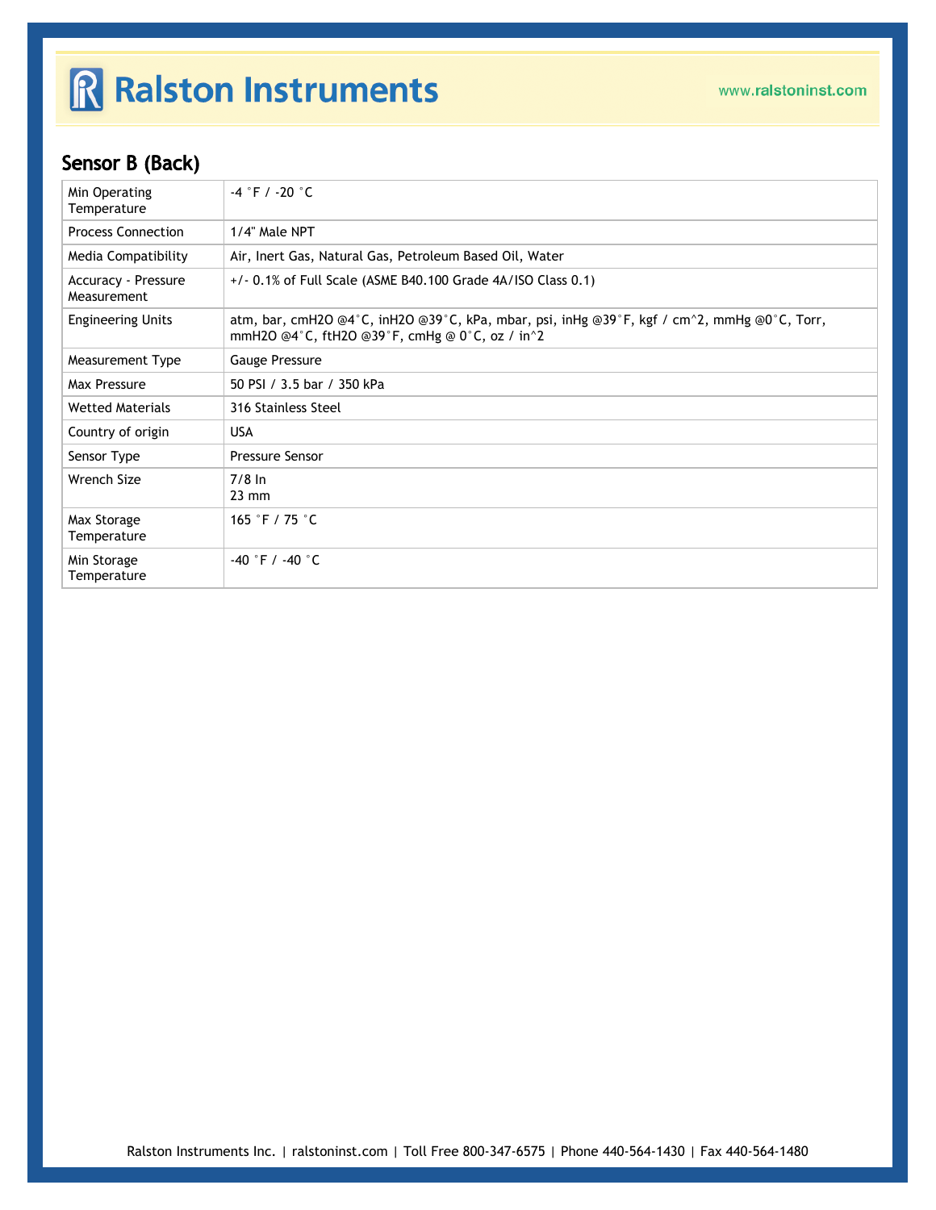## Sensor B (Back)

| | |
|---|---|
| Min Operating Temperature | -4 °F / -20 °C |
| Process Connection | 1/4" Male NPT |
| Media Compatibility | Air, Inert Gas, Natural Gas, Petroleum Based Oil, Water |
| Accuracy - Pressure Measurement | +/- 0.1% of Full Scale (ASME B40.100 Grade 4A/ISO Class 0.1) |
| Engineering Units | atm, bar, cmH2O @4°C, inH2O @39°C, kPa, mbar, psi, inHg @39°F, kgf / cm^2, mmHg @0°C, Torr, mmH2O @4°C, ftH2O @39°F, cmHg @ 0°C, oz / in^2 |
| Measurement Type | Gauge Pressure |
| Max Pressure | 50 PSI / 3.5 bar / 350 kPa |
| Wetted Materials | 316 Stainless Steel |
| Country of origin | USA |
| Sensor Type | Pressure Sensor |
| Wrench Size | 7/8 In<br>23 mm |
| Max Storage Temperature | 165 °F / 75 °C |
| Min Storage Temperature | -40 °F / -40 °C |